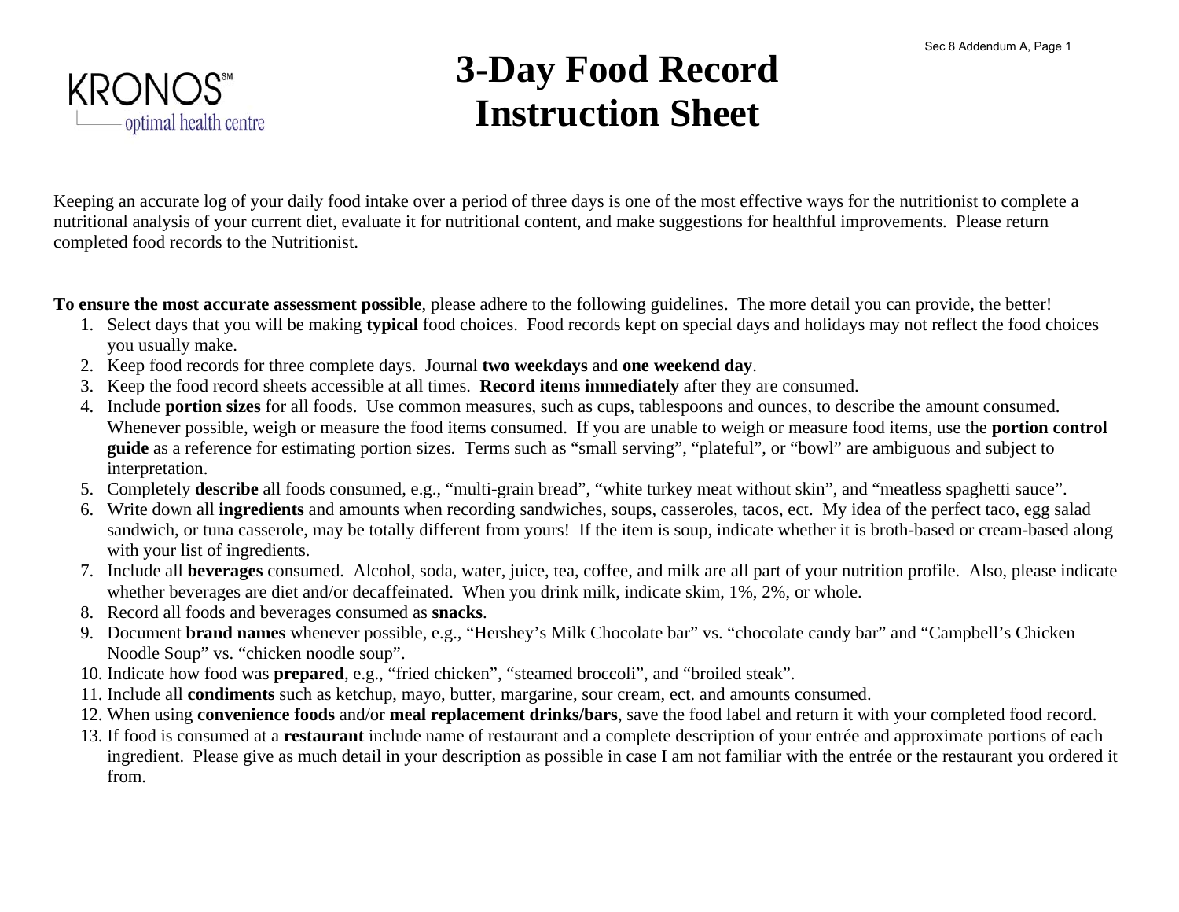KRONOS℠
optimal health centre

# 3-Day Food Record Instruction Sheet

Keeping an accurate log of your daily food intake over a period of three days is one of the most effective ways for the nutritionist to complete a nutritional analysis of your current diet, evaluate it for nutritional content, and make suggestions for healthful improvements. Please return completed food records to the Nutritionist.

**To ensure the most accurate assessment possible**, please adhere to the following guidelines. The more detail you can provide, the better!

1. Select days that you will be making **typical** food choices. Food records kept on special days and holidays may not reflect the food choices you usually make.
2. Keep food records for three complete days. Journal **two weekdays** and **one weekend day**.
3. Keep the food record sheets accessible at all times. **Record items immediately** after they are consumed.
4. Include **portion sizes** for all foods. Use common measures, such as cups, tablespoons and ounces, to describe the amount consumed. Whenever possible, weigh or measure the food items consumed. If you are unable to weigh or measure food items, use the **portion control guide** as a reference for estimating portion sizes. Terms such as "small serving", "plateful", or "bowl" are ambiguous and subject to interpretation.
5. Completely **describe** all foods consumed, e.g., "multi-grain bread", "white turkey meat without skin", and "meatless spaghetti sauce".
6. Write down all **ingredients** and amounts when recording sandwiches, soups, casseroles, tacos, ect. My idea of the perfect taco, egg salad sandwich, or tuna casserole, may be totally different from yours! If the item is soup, indicate whether it is broth-based or cream-based along with your list of ingredients.
7. Include all **beverages** consumed. Alcohol, soda, water, juice, tea, coffee, and milk are all part of your nutrition profile. Also, please indicate whether beverages are diet and/or decaffeinated. When you drink milk, indicate skim, 1%, 2%, or whole.
8. Record all foods and beverages consumed as **snacks**.
9. Document **brand names** whenever possible, e.g., "Hershey's Milk Chocolate bar" vs. "chocolate candy bar" and "Campbell's Chicken Noodle Soup" vs. "chicken noodle soup".
10. Indicate how food was **prepared**, e.g., "fried chicken", "steamed broccoli", and "broiled steak".
11. Include all **condiments** such as ketchup, mayo, butter, margarine, sour cream, ect. and amounts consumed.
12. When using **convenience foods** and/or **meal replacement drinks/bars**, save the food label and return it with your completed food record.
13. If food is consumed at a **restaurant** include name of restaurant and a complete description of your entrée and approximate portions of each ingredient. Please give as much detail in your description as possible in case I am not familiar with the entrée or the restaurant you ordered it from.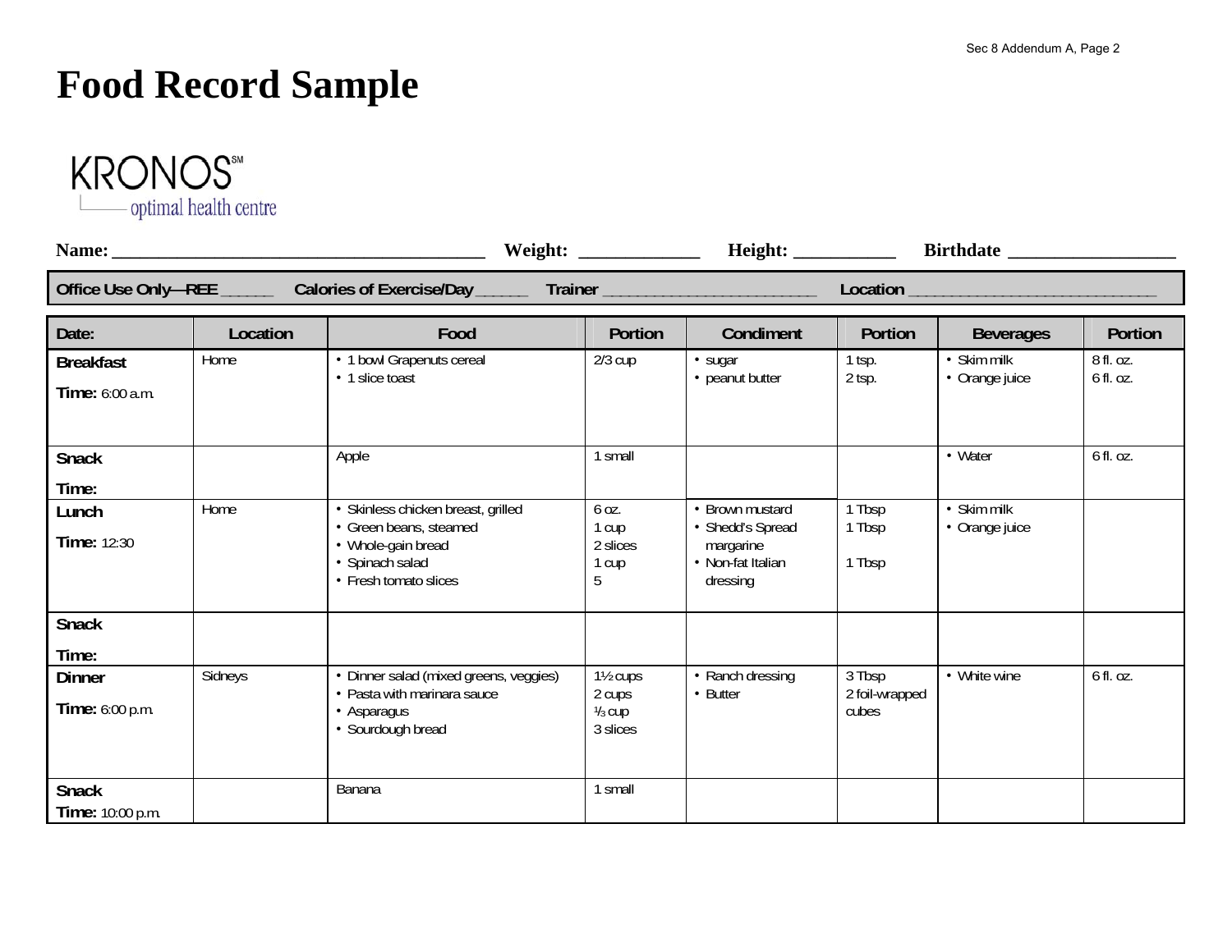# Food Record Sample

KRONOS[SM]
optimal health centre

**Name:** ________________________________________ **Weight:** ____________ **Height:** __________ **Birthdate** _________________

| **Office Use Only—REE** _____ **Calories of Exercise/Day** _____ **Trainer** ________________________ **Location** ___________________________ |
|---|

| Date: | Location | Food | Portion | Condiment | Portion | Beverages | Portion |
|---|---|---|---|---|---|---|---|
| **Breakfast**<br>**Time:** 6:00 a.m. | Home | • 1 bowl Grapenuts cereal<br>• 1 slice toast | 2/3 cup | • sugar<br>• peanut butter | 1 tsp.<br>2 tsp. | • Skim milk<br>• Orange juice | 8 fl. oz.<br>6 fl. oz. |
| **Snack**<br>**Time:** | | Apple | 1 small | | | • Water | 6 fl. oz. |
| **Lunch**<br>**Time:** 12:30 | Home | • Skinless chicken breast, grilled<br>• Green beans, steamed<br>• Whole-gain bread<br>• Spinach salad<br>• Fresh tomato slices | 6 oz.<br>1 cup<br>2 slices<br>1 cup<br>5 | • Brown mustard<br>• Shedd's Spread margarine<br>• Non-fat Italian dressing | 1 Tbsp<br>1 Tbsp<br><br>1 Tbsp | • Skim milk<br>• Orange juice | |
| **Snack**<br>**Time:** | | | | | | | |
| **Dinner**<br>**Time:** 6:00 p.m. | Sidneys | • Dinner salad (mixed greens, veggies)<br>• Pasta with marinara sauce<br>• Asparagus<br>• Sourdough bread | 1½ cups<br>2 cups<br>⅓ cup<br>3 slices | • Ranch dressing<br>• Butter | 3 Tbsp<br>2 foil-wrapped cubes | • White wine | 6 fl. oz. |
| **Snack**<br>**Time:** 10:00 p.m. | | Banana | 1 small | | | | |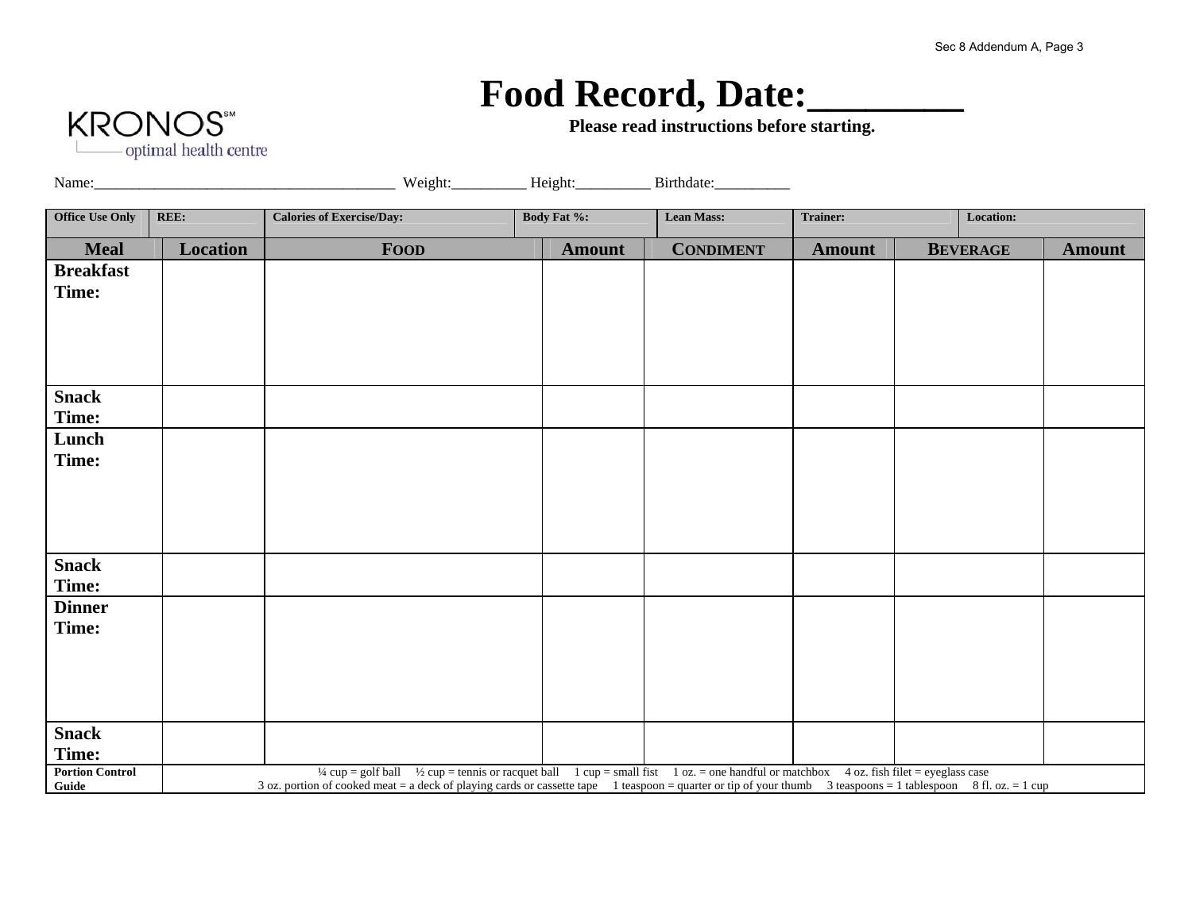KRONOS[SM]
optimal health centre

# Food Record, Date:________

**Please read instructions before starting.**

Name:_______________________________________ Weight:_________ Height:_________ Birthdate:_________

| Office Use Only | REE: | Calories of Exercise/Day: | Body Fat %: | Lean Mass: | Trainer: | Location: |
|---|---|---|---|---|---|---|

| Meal | Location | FOOD | Amount | CONDIMENT | Amount | BEVERAGE | Amount |
|---|---|---|---|---|---|---|---|
| **Breakfast Time:** | | | | | | | |
| **Snack Time:** | | | | | | | |
| **Lunch Time:** | | | | | | | |
| **Snack Time:** | | | | | | | |
| **Dinner Time:** | | | | | | | |
| **Snack Time:** | | | | | | | |
| **Portion Control Guide** | ¼ cup = golf ball ½ cup = tennis or racquet ball 1 cup = small fist 1 oz. = one handful or matchbox 4 oz. fish filet = eyeglass case 3 oz. portion of cooked meat = a deck of playing cards or cassette tape 1 teaspoon = quarter or tip of your thumb 3 teaspoons = 1 tablespoon 8 fl. oz. = 1 cup | | | | | | |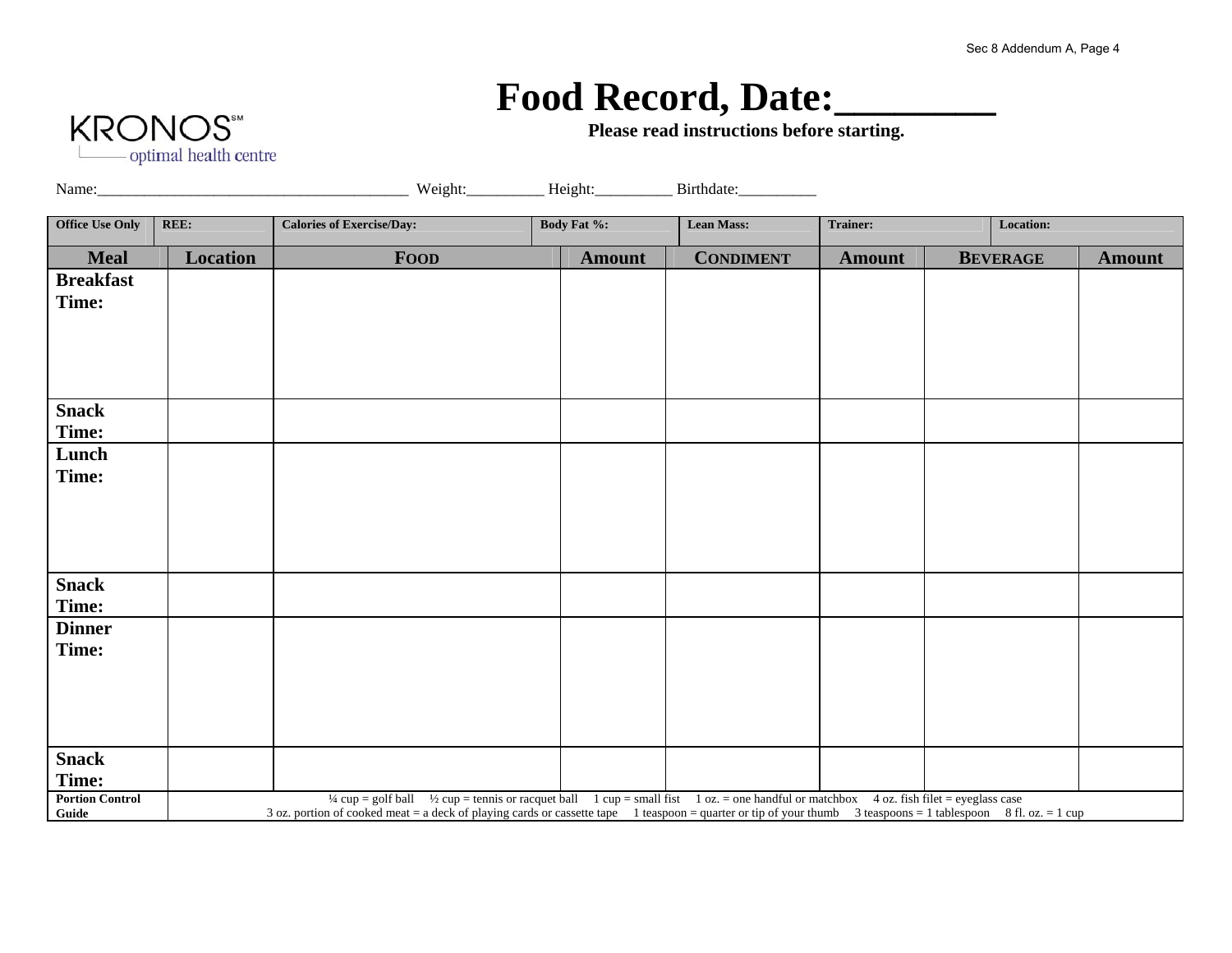KRONOS℠ optimal health centre

# Food Record, Date:________

**Please read instructions before starting.**

Name:_______________________________________ Weight:_________ Height:_________ Birthdate:_________

| Office Use Only | REE: | Calories of Exercise/Day: | Body Fat %: | Lean Mass: | Trainer: | Location: |
|---|---|---|---|---|---|---|

| Meal | Location | FOOD | Amount | CONDIMENT | Amount | BEVERAGE | Amount |
|---|---|---|---|---|---|---|---|
| **Breakfast Time:** | | | | | | | |
| **Snack Time:** | | | | | | | |
| **Lunch Time:** | | | | | | | |
| **Snack Time:** | | | | | | | |
| **Dinner Time:** | | | | | | | |
| **Snack Time:** | | | | | | | |
| **Portion Control Guide** | ¼ cup = golf ball ½ cup = tennis or racquet ball 1 cup = small fist 1 oz. = one handful or matchbox 4 oz. fish filet = eyeglass case 3 oz. portion of cooked meat = a deck of playing cards or cassette tape 1 teaspoon = quarter or tip of your thumb 3 teaspoons = 1 tablespoon 8 fl. oz. = 1 cup | | | | | | |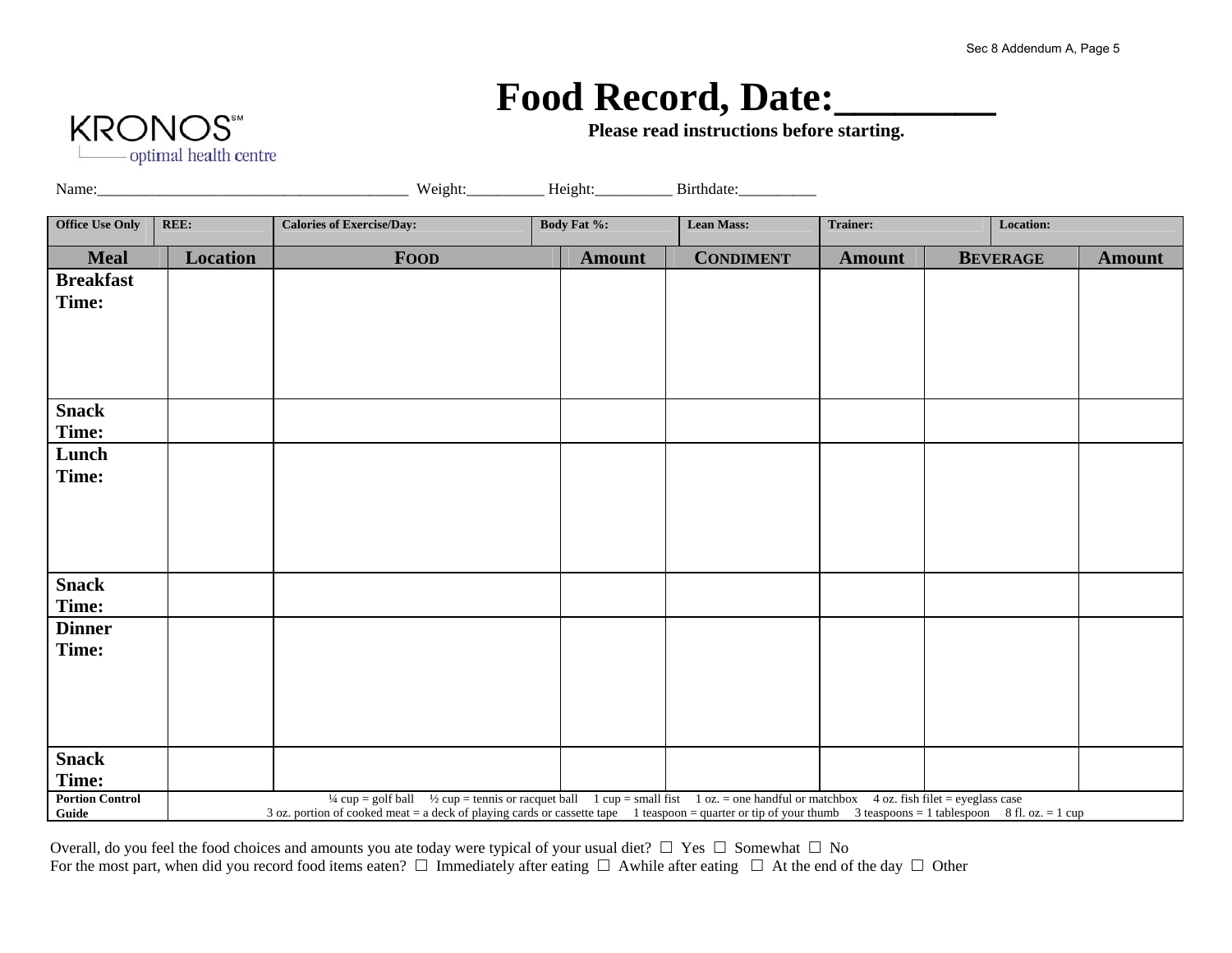KRONOS℠
optimal health centre

# Food Record, Date:________

**Please read instructions before starting.**

Name:_______________________________________ Weight:_________ Height:_________ Birthdate:_________

| Office Use Only | REE: | Calories of Exercise/Day: | Body Fat %: | Lean Mass: | Trainer: | Location: |
|---|---|---|---|---|---|---|

| Meal | Location | FOOD | Amount | CONDIMENT | Amount | BEVERAGE | Amount |
|---|---|---|---|---|---|---|---|
| **Breakfast Time:** | | | | | | | |
| **Snack Time:** | | | | | | | |
| **Lunch Time:** | | | | | | | |
| **Snack Time:** | | | | | | | |
| **Dinner Time:** | | | | | | | |
| **Snack Time:** | | | | | | | |
| **Portion Control Guide** | ¼ cup = golf ball ½ cup = tennis or racquet ball 1 cup = small fist 1 oz. = one handful or matchbox 4 oz. fish filet = eyeglass case 3 oz. portion of cooked meat = a deck of playing cards or cassette tape 1 teaspoon = quarter or tip of your thumb 3 teaspoons = 1 tablespoon 8 fl. oz. = 1 cup | | | | | | |

Overall, do you feel the food choices and amounts you ate today were typical of your usual diet? ☐ Yes ☐ Somewhat ☐ No

For the most part, when did you record food items eaten? ☐ Immediately after eating ☐ Awhile after eating ☐ At the end of the day ☐ Other